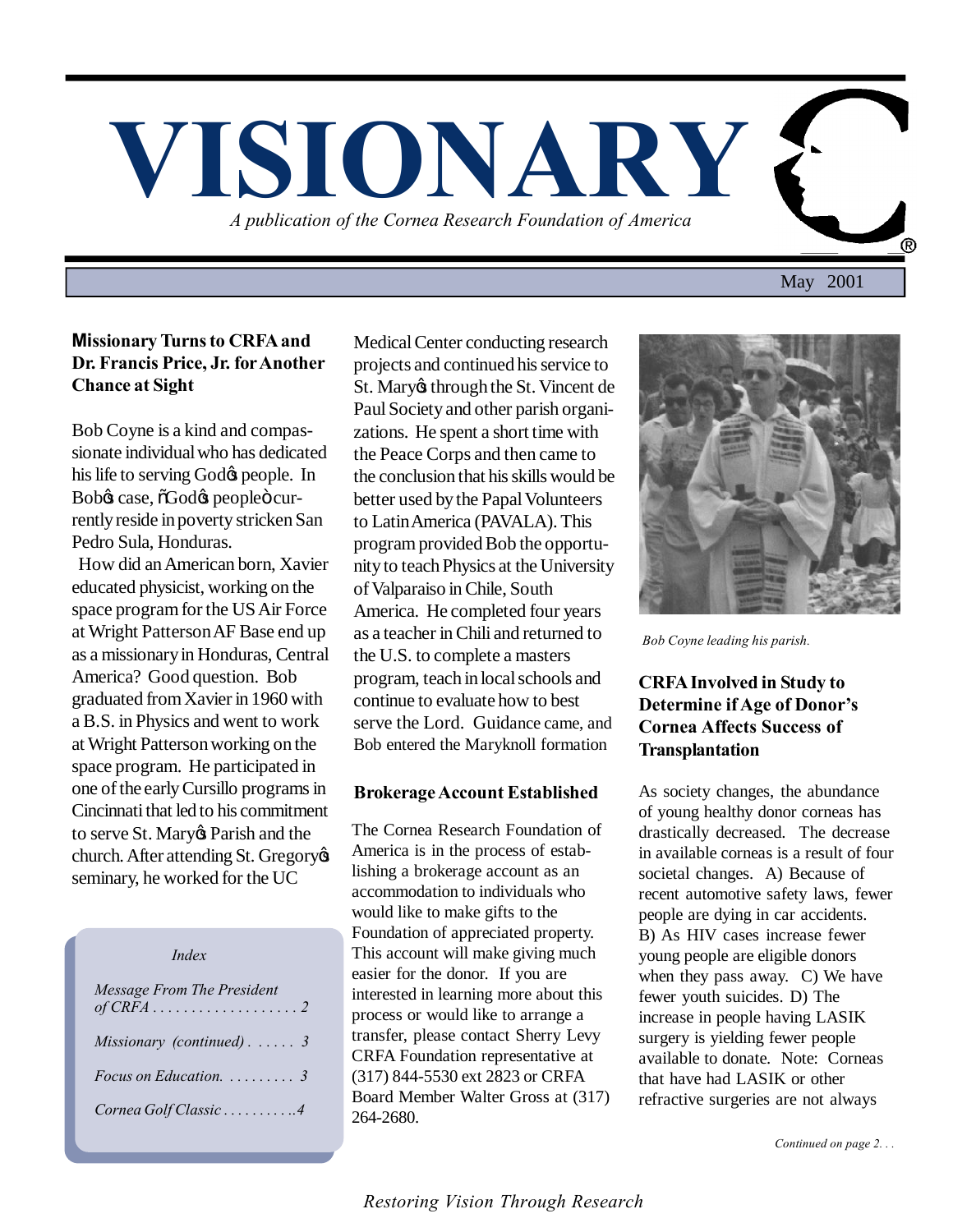# VISIONARY

*A publication of the Cornea Research Foundation of America*

May 2001

## Missionary Turns to CRFA and Dr. Francis Price, Jr. for Another Chance at Sight

Bob Coyne is a kind and compassionate individual who has dedicated his life to serving God's people. In Bob's case, "God's people" currently reside in poverty stricken San Pedro Sula, Honduras.

How did an American born, Xavier educated physicist, working on the space program for the US Air Force at Wright Patterson AF Base end up as a missionary in Honduras, Central America? Good question. Bob graduated from Xavier in 1960 with a B.S. in Physics and went to work at Wright Patterson working on the space program. He participated in one of the early Cursillo programs in Cincinnati that led to his commitment to serve St. Mary's Parish and the church. After attending St. Gregory's seminary, he worked for the UC Medical Center conducting research projects and continued his service to St. Mary's through the St. Vincent de Paul Society and other parish organizations. He spent a short time with the Peace Corps and then came to the conclusion that his skills would be better used by the Papal Volunteers to Latin America (PAVALA). This program provided Bob the opportunity to teach Physics at the University of Valparaiso in Chile, South America. He completed four years as a teacher in Chili and returned to the U.S. to complete a masters program, teach in local schools and continue to evaluate how to best serve the Lord. Guidance came, and Bob entered the Maryknoll formation

*Index*

*Message From The President of CRFA . . . . . . . . . . . . . . . . . . . 2*

*Missionary (continued) . . . . . . 3*

*Focus on Education. . . . . . . . . . 3*

*Cornea Golf Classic . . . . . . . . . . .4*

## Brokerage Account Established

The Cornea Research Foundation of America is in the process of establishing a brokerage account as an accommodation to individuals who would like to make gifts to the Foundation of appreciated property. This account will make giving much easier for the donor. If you are interested in learning more about this process or would like to arrange a transfer, please contact Sherry Levy CRFA Foundation representative at (317) 844-5530 ext 2823 or CRFA Board Member Walter Gross at (317) 264-2680.

*Bob Coyne leading his parish.*

## CRFA Involved in Study to Determine if Age of Donor's Cornea Affects Success of Transplantation

As society changes, the abundance of young healthy donor corneas has drastically decreased. The decrease in available corneas is a result of four societal changes. A) Because of recent automotive safety laws, fewer people are dying in car accidents. B) As HIV cases increase fewer young people are eligible donors when they pass away. C) We have fewer youth suicides. D) The increase in people having LASIK surgery is yielding fewer people available to donate. Note: Corneas that have had LASIK or other refractive surgeries are not always

*Continued on page 2. . .*

*Restoring Vision Through Research*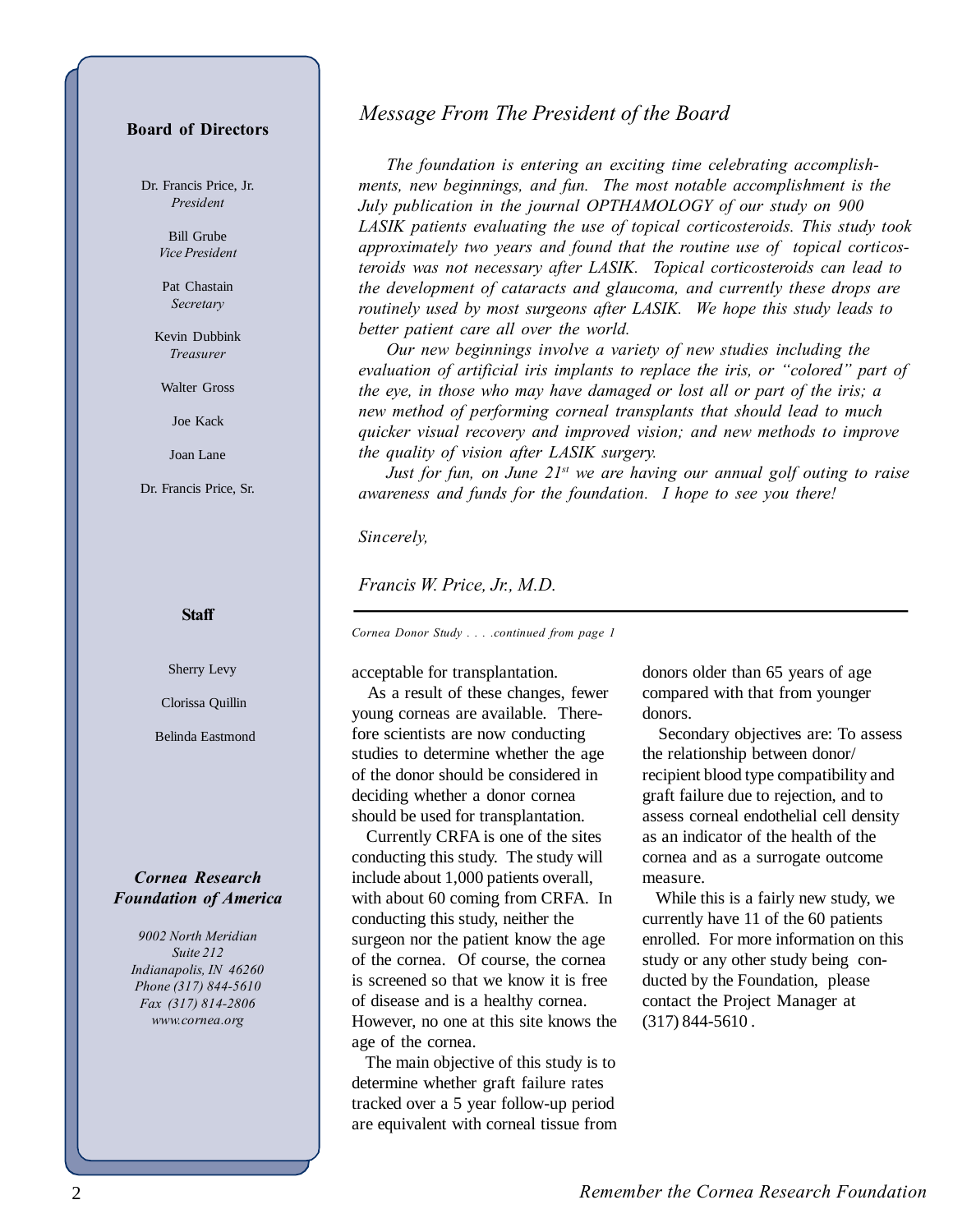## Board of Directors

Dr. Francis Price, Jr.
*President*

Bill Grube
*Vice President*

Pat Chastain
*Secretary*

Kevin Dubbink
*Treasurer*

Walter Gross

Joe Kack

Joan Lane

Dr. Francis Price, Sr.

## Staff

Sherry Levy

Clorissa Quillin

Belinda Eastmond

**Cornea Research Foundation of America**

*9002 North Meridian*
*Suite 212*
*Indianapolis, IN 46260*
*Phone (317) 844-5610*
*Fax (317) 814-2806*
*www.cornea.org*

# *Message From The President of the Board*

*The foundation is entering an exciting time celebrating accomplishments, new beginnings, and fun. The most notable accomplishment is the July publication in the journal OPTHAMOLOGY of our study on 900 LASIK patients evaluating the use of topical corticosteroids. This study took approximately two years and found that the routine use of topical corticosteroids was not necessary after LASIK. Topical corticosteroids can lead to the development of cataracts and glaucoma, and currently these drops are routinely used by most surgeons after LASIK. We hope this study leads to better patient care all over the world.*

*Our new beginnings involve a variety of new studies including the evaluation of artificial iris implants to replace the iris, or "colored" part of the eye, in those who may have damaged or lost all or part of the iris; a new method of performing corneal transplants that should lead to much quicker visual recovery and improved vision; and new methods to improve the quality of vision after LASIK surgery.*

*Just for fun, on June 21st we are having our annual golf outing to raise awareness and funds for the foundation. I hope to see you there!*

*Sincerely,*

*Francis W. Price, Jr., M.D.*

---

*Cornea Donor Study . . . .continued from page 1*

acceptable for transplantation.

As a result of these changes, fewer young corneas are available. Therefore scientists are now conducting studies to determine whether the age of the donor should be considered in deciding whether a donor cornea should be used for transplantation.

Currently CRFA is one of the sites conducting this study. The study will include about 1,000 patients overall, with about 60 coming from CRFA. In conducting this study, neither the surgeon nor the patient know the age of the cornea. Of course, the cornea is screened so that we know it is free of disease and is a healthy cornea. However, no one at this site knows the age of the cornea.

The main objective of this study is to determine whether graft failure rates tracked over a 5 year follow-up period are equivalent with corneal tissue from donors older than 65 years of age compared with that from younger donors.

Secondary objectives are: To assess the relationship between donor/recipient blood type compatibility and graft failure due to rejection, and to assess corneal endothelial cell density as an indicator of the health of the cornea and as a surrogate outcome measure.

While this is a fairly new study, we currently have 11 of the 60 patients enrolled. For more information on this study or any other study being conducted by the Foundation, please contact the Project Manager at (317) 844-5610 .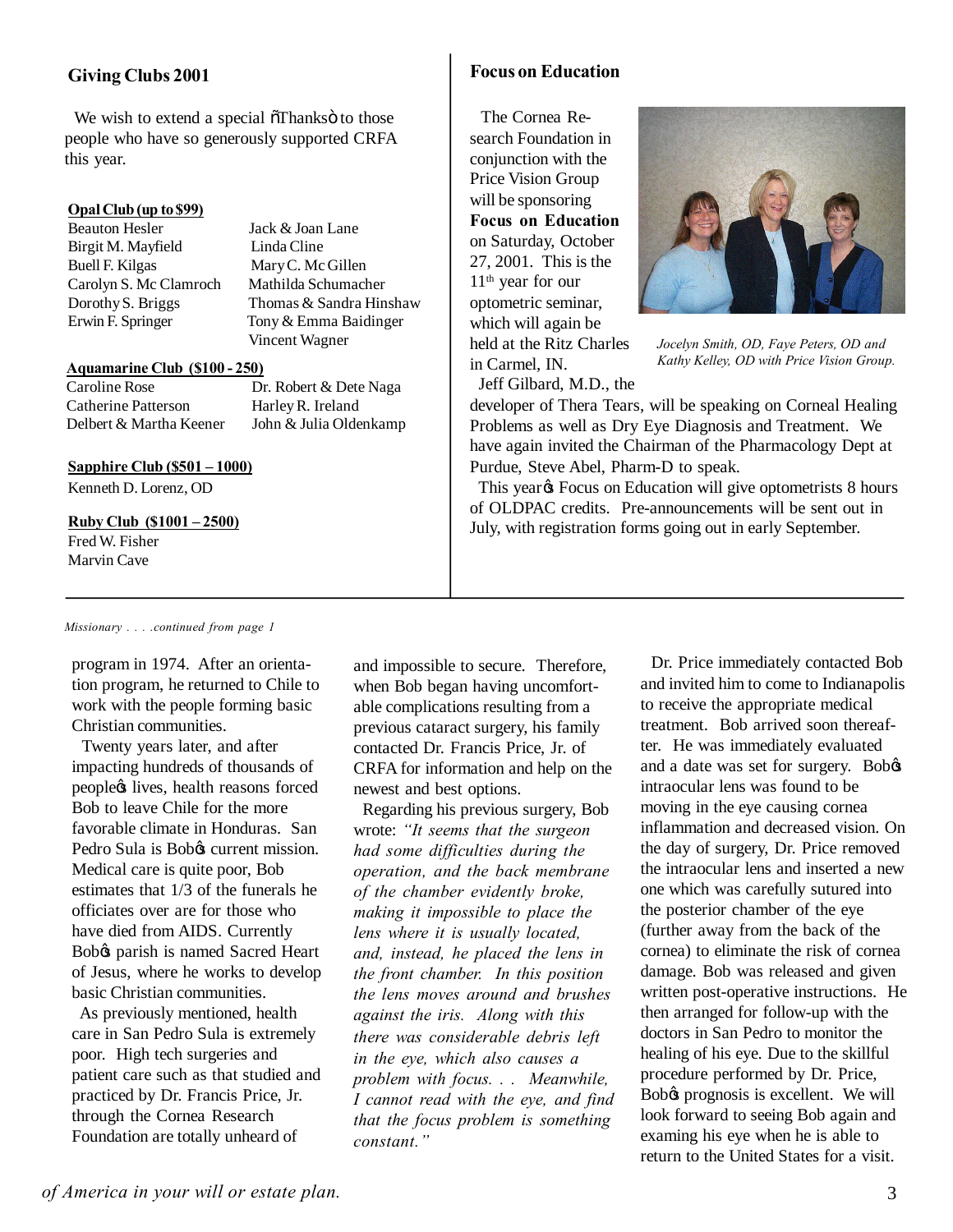## Giving Clubs 2001

We wish to extend a special "Thanks" to those people who have so generously supported CRFA this year.

**Opal Club (up to $99)**

Beauton Hesler
Birgit M. Mayfield
Buell F. Kilgas
Carolyn S. Mc Clamroch
Dorothy S. Briggs
Erwin F. Springer
Jack & Joan Lane
Linda Cline
Mary C. Mc Gillen
Mathilda Schumacher
Thomas & Sandra Hinshaw
Tony & Emma Baidinger
Vincent Wagner

**Aquamarine Club ($100 - 250)**

Caroline Rose
Catherine Patterson
Delbert & Martha Keener
Dr. Robert & Dete Naga
Harley R. Ireland
John & Julia Oldenkamp

**Sapphire Club ($501 – 1000)**

Kenneth D. Lorenz, OD

**Ruby Club ($1001 – 2500)**

Fred W. Fisher
Marvin Cave

## Focus on Education

The Cornea Research Foundation in conjunction with the Price Vision Group will be sponsoring **Focus on Education** on Saturday, October 27, 2001. This is the 11th year for our optometric seminar, which will again be held at the Ritz Charles in Carmel, IN.

*Jocelyn Smith, OD, Faye Peters, OD and Kathy Kelley, OD with Price Vision Group.*

Jeff Gilbard, M.D., the developer of Thera Tears, will be speaking on Corneal Healing Problems as well as Dry Eye Diagnosis and Treatment. We have again invited the Chairman of the Pharmacology Dept at Purdue, Steve Abel, Pharm-D to speak.

This year's Focus on Education will give optometrists 8 hours of OLDPAC credits. Pre-announcements will be sent out in July, with registration forms going out in early September.

---

*Missionary . . . .continued from page 1*

program in 1974. After an orientation program, he returned to Chile to work with the people forming basic Christian communities.

Twenty years later, and after impacting hundreds of thousands of people's lives, health reasons forced Bob to leave Chile for the more favorable climate in Honduras. San Pedro Sula is Bob's current mission. Medical care is quite poor, Bob estimates that 1/3 of the funerals he officiates over are for those who have died from AIDS. Currently Bob's parish is named Sacred Heart of Jesus, where he works to develop basic Christian communities.

As previously mentioned, health care in San Pedro Sula is extremely poor. High tech surgeries and patient care such as that studied and practiced by Dr. Francis Price, Jr. through the Cornea Research Foundation are totally unheard of and impossible to secure. Therefore, when Bob began having uncomfortable complications resulting from a previous cataract surgery, his family contacted Dr. Francis Price, Jr. of CRFA for information and help on the newest and best options.

Regarding his previous surgery, Bob wrote: *"It seems that the surgeon had some difficulties during the operation, and the back membrane of the chamber evidently broke, making it impossible to place the lens where it is usually located, and, instead, he placed the lens in the front chamber. In this position the lens moves around and brushes against the iris. Along with this there was considerable debris left in the eye, which also causes a problem with focus. . . Meanwhile, I cannot read with the eye, and find that the focus problem is something constant."*

Dr. Price immediately contacted Bob and invited him to come to Indianapolis to receive the appropriate medical treatment. Bob arrived soon thereafter. He was immediately evaluated and a date was set for surgery. Bob's intraocular lens was found to be moving in the eye causing cornea inflammation and decreased vision. On the day of surgery, Dr. Price removed the intraocular lens and inserted a new one which was carefully sutured into the posterior chamber of the eye (further away from the back of the cornea) to eliminate the risk of cornea damage. Bob was released and given written post-operative instructions. He then arranged for follow-up with the doctors in San Pedro to monitor the healing of his eye. Due to the skillful procedure performed by Dr. Price, Bob's prognosis is excellent. We will look forward to seeing Bob again and examing his eye when he is able to return to the United States for a visit.

*of America in your will or estate plan.*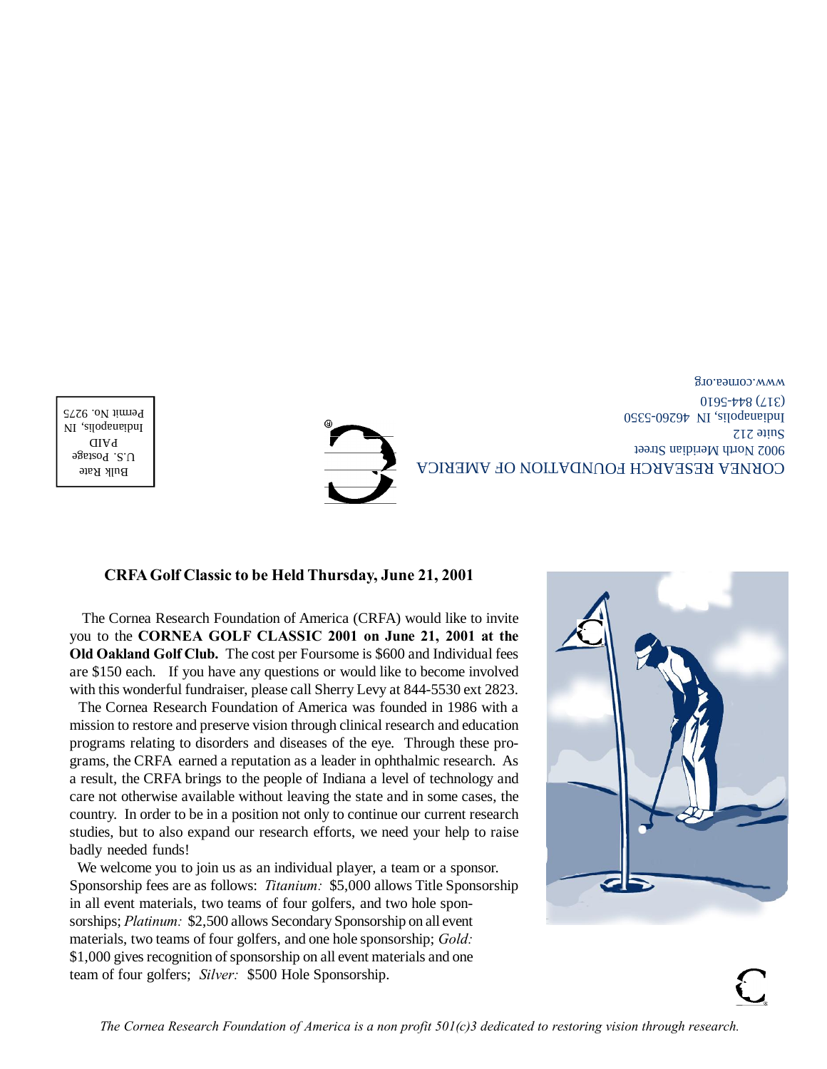CORNEA RESEARCH FOUNDATION OF AMERICA
9002 North Meridian Street
Suite 212
Indianapolis, IN 46260-5350
(317) 844-5610
www.cornea.org

Bulk Rate
U.S. Postage
PAID
Indianapolis, IN
Permit No. 9275

## CRFA Golf Classic to be Held Thursday, June 21, 2001

The Cornea Research Foundation of America (CRFA) would like to invite you to the **CORNEA GOLF CLASSIC 2001 on June 21, 2001 at the Old Oakland Golf Club.** The cost per Foursome is $600 and Individual fees are $150 each. If you have any questions or would like to become involved with this wonderful fundraiser, please call Sherry Levy at 844-5530 ext 2823.

The Cornea Research Foundation of America was founded in 1986 with a mission to restore and preserve vision through clinical research and education programs relating to disorders and diseases of the eye. Through these programs, the CRFA earned a reputation as a leader in ophthalmic research. As a result, the CRFA brings to the people of Indiana a level of technology and care not otherwise available without leaving the state and in some cases, the country. In order to be in a position not only to continue our current research studies, but to also expand our research efforts, we need your help to raise badly needed funds!

We welcome you to join us as an individual player, a team or a sponsor. Sponsorship fees are as follows: *Titanium:* $5,000 allows Title Sponsorship in all event materials, two teams of four golfers, and two hole sponsorships; *Platinum:* $2,500 allows Secondary Sponsorship on all event materials, two teams of four golfers, and one hole sponsorship; *Gold:* $1,000 gives recognition of sponsorship on all event materials and one team of four golfers; *Silver:* $500 Hole Sponsorship.

*The Cornea Research Foundation of America is a non profit 501(c)3 dedicated to restoring vision through research.*